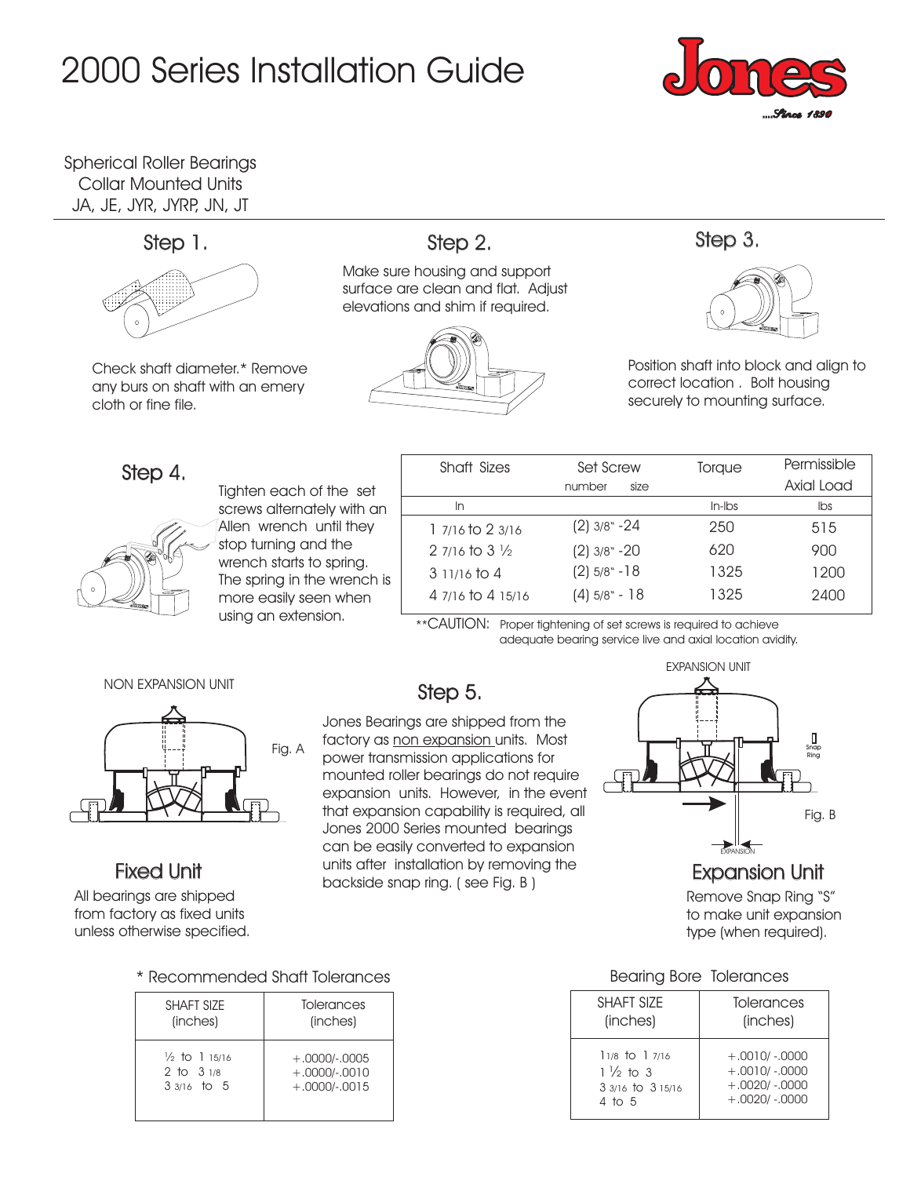# 2000 Series Installation Guide

Jones ....Since 1890

Spherical Roller Bearings
Collar Mounted Units
JA, JE, JYR, JYRP, JN, JT

## Step 1.

Check shaft diameter.* Remove any burs on shaft with an emery cloth or fine file.

## Step 2.

Make sure housing and support surface are clean and flat. Adjust elevations and shim if required.

## Step 3.

Position shaft into block and align to correct location . Bolt housing securely to mounting surface.

## Step 4.

Tighten each of the set screws alternately with an Allen wrench until they stop turning and the wrench starts to spring. The spring in the wrench is more easily seen when using an extension.

| Shaft Sizes | Set Screw number size | Torque | Permissible Axial Load |
|---|---|---|---|
| In | | In-lbs | lbs |
| 1 7/16 to 2 3/16 | (2) 3/8" -24 | 250 | 515 |
| 2 7/16 to 3 ½ | (2) 3/8" -20 | 620 | 900 |
| 3 11/16 to 4 | (2) 5/8" -18 | 1325 | 1200 |
| 4 7/16 to 4 15/16 | (4) 5/8" - 18 | 1325 | 2400 |

**CAUTION: Proper tightening of set screws is required to achieve adequate bearing service live and axial location avidity.

NON EXPANSION UNIT

Fig. A

## Fixed Unit

All bearings are shipped from factory as fixed units unless otherwise specified.

## Step 5.

Jones Bearings are shipped from the factory as non expansion units. Most power transmission applications for mounted roller bearings do not require expansion units. However, in the event that expansion capability is required, all Jones 2000 Series mounted bearings can be easily converted to expansion units after installation by removing the backside snap ring. ( see Fig. B )

EXPANSION UNIT

Snap Ring

EXPANSION

Fig. B

## Expansion Unit

Remove Snap Ring "S" to make unit expansion type (when required).

\* Recommended Shaft Tolerances

| SHAFT SIZE (inches) | Tolerances (inches) |
|---|---|
| ½ to 1 15/16 | +.0000/-.0005 |
| 2 to 3 1/8 | +.0000/-.0010 |
| 3 3/16 to 5 | +.0000/-.0015 |

Bearing Bore Tolerances

| SHAFT SIZE (inches) | Tolerances (inches) |
|---|---|
| 1 1/8 to 1 7/16 | +.0010/ -.0000 |
| 1 ½ to 3 | +.0010/ -.0000 |
| 3 3/16 to 3 15/16 | +.0020/ -.0000 |
| 4 to 5 | +.0020/ -.0000 |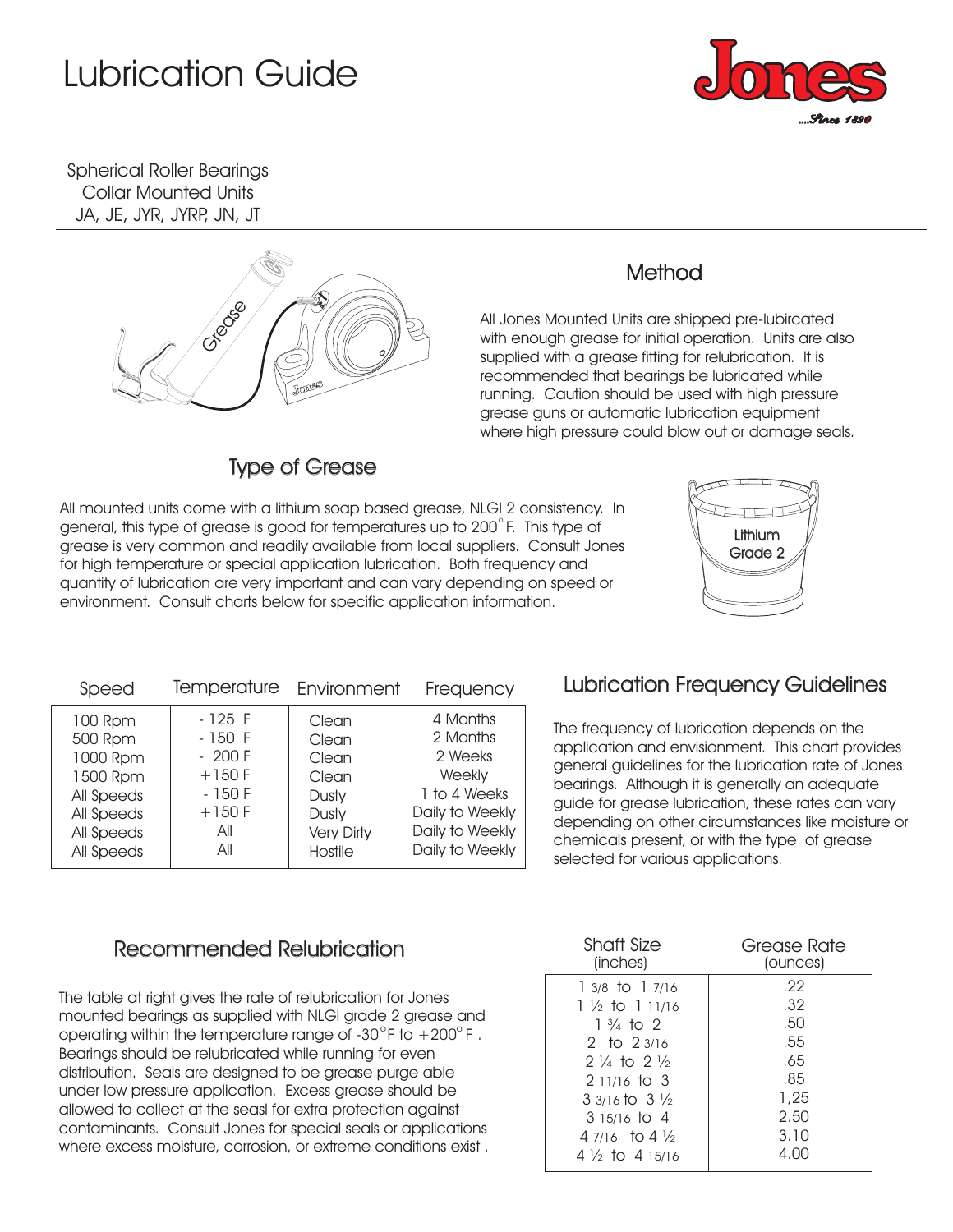# Lubrication Guide

Spherical Roller Bearings
Collar Mounted Units
JA, JE, JYR, JYRP, JN, JT

## Method

All Jones Mounted Units are shipped pre-lubircated with enough grease for initial operation. Units are also supplied with a grease fitting for relubrication. It is recommended that bearings be lubricated while running. Caution should be used with high pressure grease guns or automatic lubrication equipment where high pressure could blow out or damage seals.

## Type of Grease

All mounted units come with a lithium soap based grease, NLGI 2 consistency. In general, this type of grease is good for temperatures up to 200° F. This type of grease is very common and readily available from local suppliers. Consult Jones for high temperature or special application lubrication. Both frequency and quantity of lubrication are very important and can vary depending on speed or environment. Consult charts below for specific application information.

| Speed | Temperature | Environment | Frequency |
|---|---|---|---|
| 100 Rpm | - 125 F | Clean | 4 Months |
| 500 Rpm | - 150 F | Clean | 2 Months |
| 1000 Rpm | - 200 F | Clean | 2 Weeks |
| 1500 Rpm | +150 F | Clean | Weekly |
| All Speeds | - 150 F | Dusty | 1 to 4 Weeks |
| All Speeds | +150 F | Dusty | Daily to Weekly |
| All Speeds | All | Very Dirty | Daily to Weekly |
| All Speeds | All | Hostile | Daily to Weekly |

## Lubrication Frequency Guidelines

The frequency of lubrication depends on the application and envisionment. This chart provides general guidelines for the lubrication rate of Jones bearings. Although it is generally an adequate guide for grease lubrication, these rates can vary depending on other circumstances like moisture or chemicals present, or with the type of grease selected for various applications.

## Recommended Relubrication

The table at right gives the rate of relubrication for Jones mounted bearings as supplied with NLGI grade 2 grease and operating within the temperature range of -30°F to +200° F . Bearings should be relubricated while running for even distribution. Seals are designed to be grease purge able under low pressure application. Excess grease should be allowed to collect at the seasl for extra protection against contaminants. Consult Jones for special seals or applications where excess moisture, corrosion, or extreme conditions exist .

| Shaft Size (inches) | Grease Rate (ounces) |
|---|---|
| 1 3/8 to 1 7/16 | .22 |
| 1 ½ to 1 11/16 | .32 |
| 1 ¾ to 2 | .50 |
| 2 to 2 3/16 | .55 |
| 2 ¼ to 2 ½ | .65 |
| 2 11/16 to 3 | .85 |
| 3 3/16 to 3 ½ | 1,25 |
| 3 15/16 to 4 | 2.50 |
| 4 7/16 to 4 ½ | 3.10 |
| 4 ½ to 4 15/16 | 4.00 |